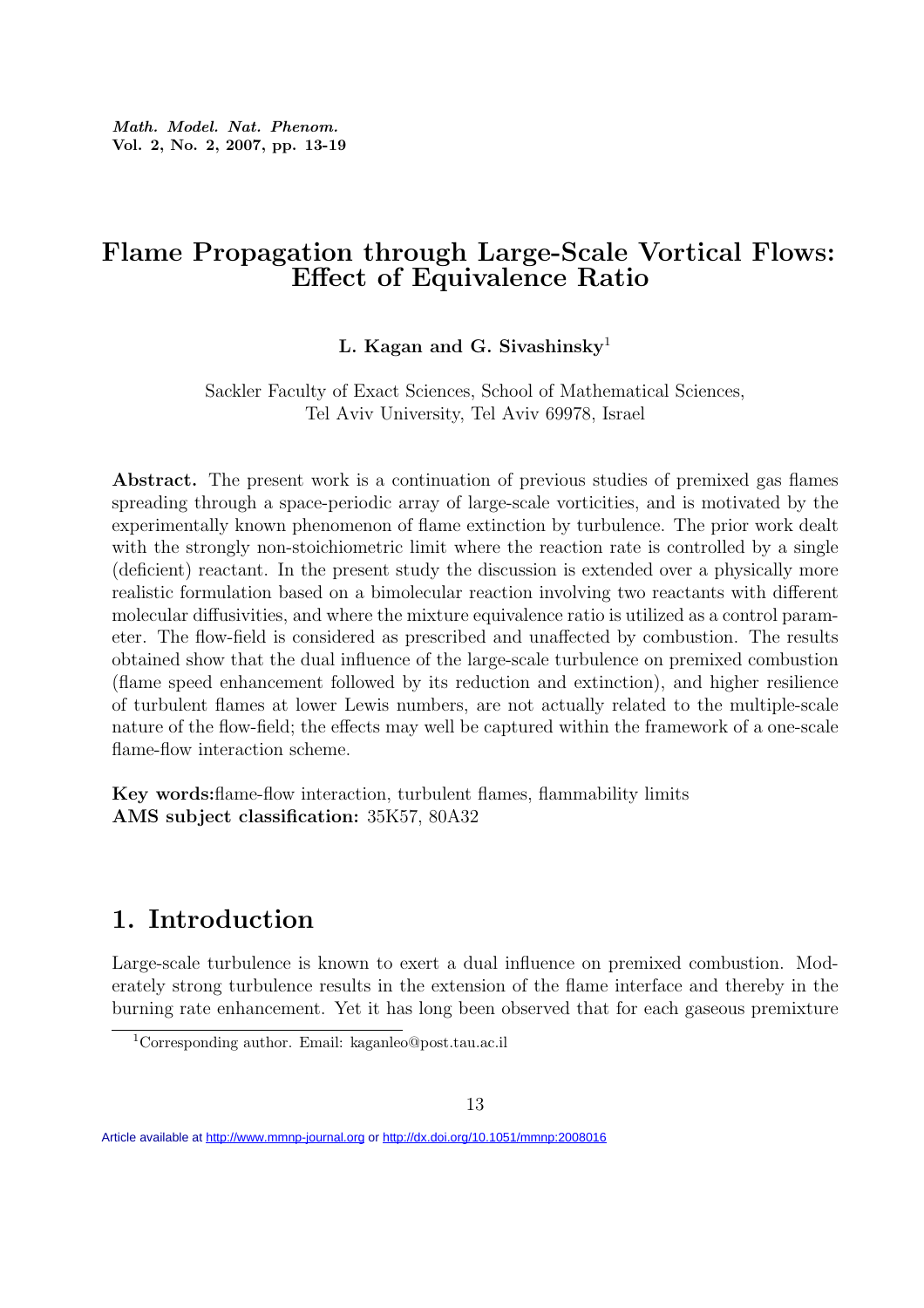# Flame Propagation through Large-Scale Vortical Flows: Effect of Equivalence Ratio

**L. Kagan and G. Sivashinsky**[1]

Sackler Faculty of Exact Sciences, School of Mathematical Sciences,
Tel Aviv University, Tel Aviv 69978, Israel

**Abstract.** The present work is a continuation of previous studies of premixed gas flames spreading through a space-periodic array of large-scale vorticities, and is motivated by the experimentally known phenomenon of flame extinction by turbulence. The prior work dealt with the strongly non-stoichiometric limit where the reaction rate is controlled by a single (deficient) reactant. In the present study the discussion is extended over a physically more realistic formulation based on a bimolecular reaction involving two reactants with different molecular diffusivities, and where the mixture equivalence ratio is utilized as a control parameter. The flow-field is considered as prescribed and unaffected by combustion. The results obtained show that the dual influence of the large-scale turbulence on premixed combustion (flame speed enhancement followed by its reduction and extinction), and higher resilience of turbulent flames at lower Lewis numbers, are not actually related to the multiple-scale nature of the flow-field; the effects may well be captured within the framework of a one-scale flame-flow interaction scheme.

**Key words:** flame-flow interaction, turbulent flames, flammability limits
**AMS subject classification:** 35K57, 80A32

## 1. Introduction

Large-scale turbulence is known to exert a dual influence on premixed combustion. Moderately strong turbulence results in the extension of the flame interface and thereby in the burning rate enhancement. Yet it has long been observed that for each gaseous premixture

[1] Corresponding author. Email: kaganleo@post.tau.ac.il

Article available at http://www.mmnp-journal.org or http://dx.doi.org/10.1051/mmnp:2008016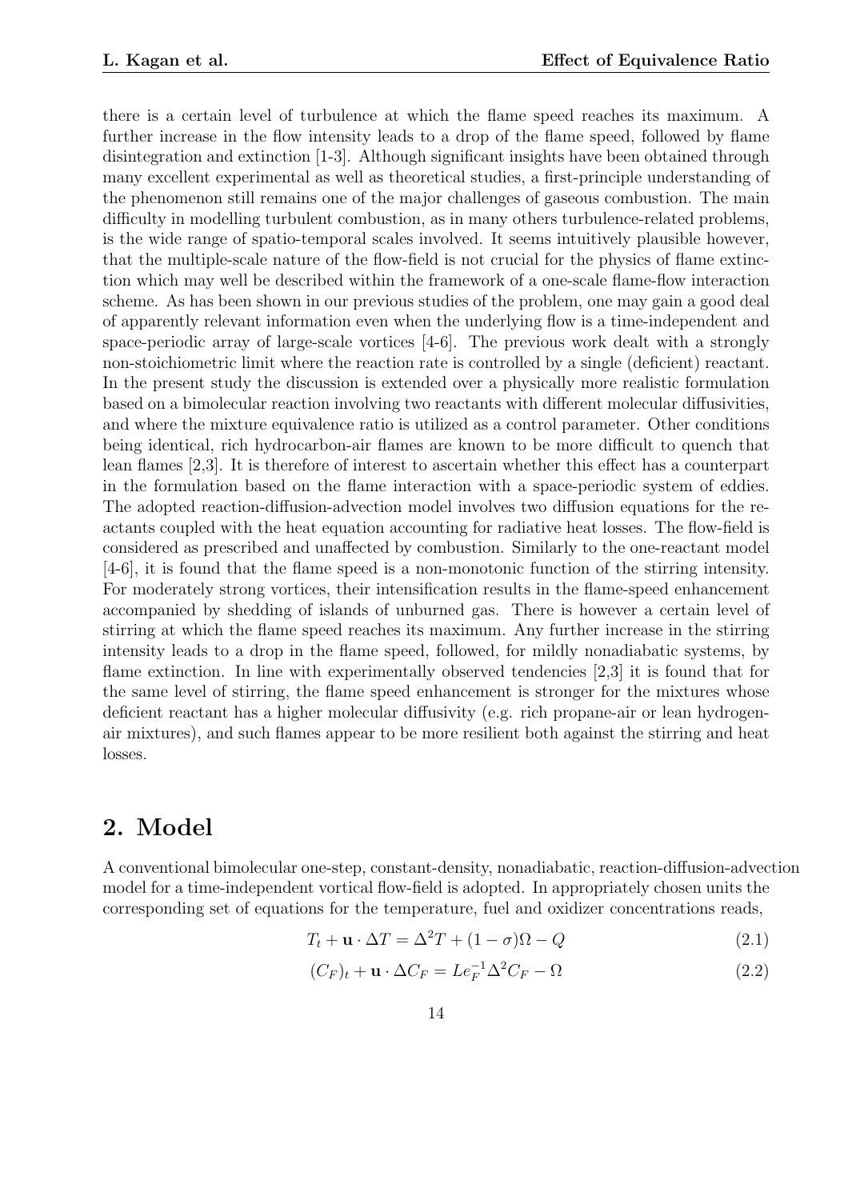there is a certain level of turbulence at which the flame speed reaches its maximum. A further increase in the flow intensity leads to a drop of the flame speed, followed by flame disintegration and extinction [1-3]. Although significant insights have been obtained through many excellent experimental as well as theoretical studies, a first-principle understanding of the phenomenon still remains one of the major challenges of gaseous combustion. The main difficulty in modelling turbulent combustion, as in many others turbulence-related problems, is the wide range of spatio-temporal scales involved. It seems intuitively plausible however, that the multiple-scale nature of the flow-field is not crucial for the physics of flame extinction which may well be described within the framework of a one-scale flame-flow interaction scheme. As has been shown in our previous studies of the problem, one may gain a good deal of apparently relevant information even when the underlying flow is a time-independent and space-periodic array of large-scale vortices [4-6]. The previous work dealt with a strongly non-stoichiometric limit where the reaction rate is controlled by a single (deficient) reactant. In the present study the discussion is extended over a physically more realistic formulation based on a bimolecular reaction involving two reactants with different molecular diffusivities, and where the mixture equivalence ratio is utilized as a control parameter. Other conditions being identical, rich hydrocarbon-air flames are known to be more difficult to quench that lean flames [2,3]. It is therefore of interest to ascertain whether this effect has a counterpart in the formulation based on the flame interaction with a space-periodic system of eddies. The adopted reaction-diffusion-advection model involves two diffusion equations for the reactants coupled with the heat equation accounting for radiative heat losses. The flow-field is considered as prescribed and unaffected by combustion. Similarly to the one-reactant model [4-6], it is found that the flame speed is a non-monotonic function of the stirring intensity. For moderately strong vortices, their intensification results in the flame-speed enhancement accompanied by shedding of islands of unburned gas. There is however a certain level of stirring at which the flame speed reaches its maximum. Any further increase in the stirring intensity leads to a drop in the flame speed, followed, for mildly nonadiabatic systems, by flame extinction. In line with experimentally observed tendencies [2,3] it is found that for the same level of stirring, the flame speed enhancement is stronger for the mixtures whose deficient reactant has a higher molecular diffusivity (e.g. rich propane-air or lean hydrogen-air mixtures), and such flames appear to be more resilient both against the stirring and heat losses.

## 2. Model

A conventional bimolecular one-step, constant-density, nonadiabatic, reaction-diffusion-advection model for a time-independent vortical flow-field is adopted. In appropriately chosen units the corresponding set of equations for the temperature, fuel and oxidizer concentrations reads,

$$T_t + \mathbf{u} \cdot \Delta T = \Delta^2 T + (1-\sigma)\Omega - Q \tag{2.1}$$

$$(C_F)_t + \mathbf{u} \cdot \Delta C_F = Le_F^{-1} \Delta^2 C_F - \Omega \tag{2.2}$$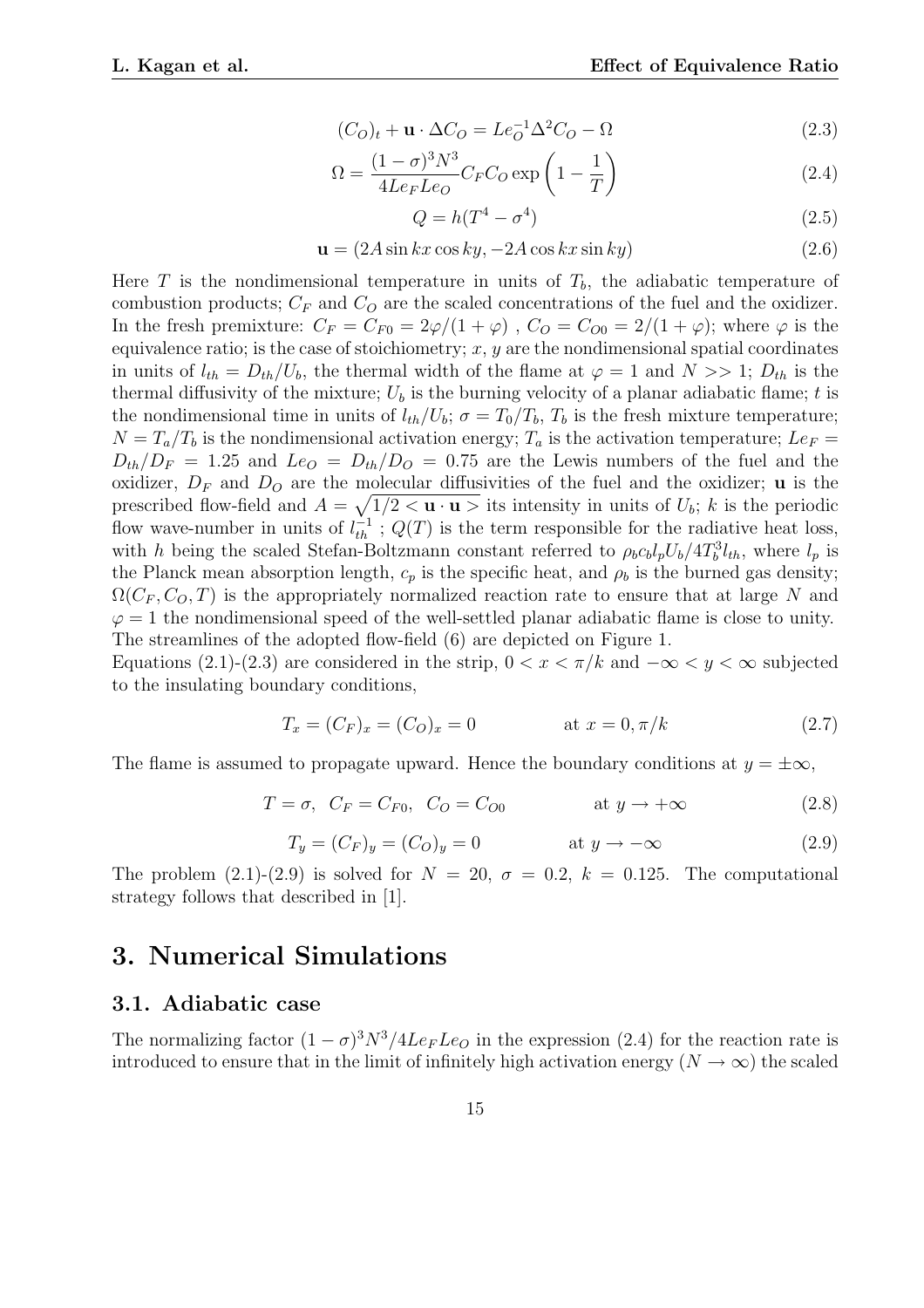$$(C_O)_t + \mathbf{u} \cdot \Delta C_O = Le_O^{-1} \Delta^2 C_O - \Omega \tag{2.3}$$

$$\Omega = \frac{(1-\sigma)^3 N^3}{4 Le_F Le_O} C_F C_O \exp\left(1 - \frac{1}{T}\right) \tag{2.4}$$

$$Q = h(T^4 - \sigma^4) \tag{2.5}$$

$$\mathbf{u} = (2A \sin kx \cos ky, -2A \cos kx \sin ky) \tag{2.6}$$

Here $T$ is the nondimensional temperature in units of $T_b$, the adiabatic temperature of combustion products; $C_F$ and $C_O$ are the scaled concentrations of the fuel and the oxidizer. In the fresh premixture: $C_F = C_{F0} = 2\varphi/(1+\varphi)$ , $C_O = C_{O0} = 2/(1+\varphi)$; where $\varphi$ is the equivalence ratio; is the case of stoichiometry; $x$, $y$ are the nondimensional spatial coordinates in units of $l_{th} = D_{th}/U_b$, the thermal width of the flame at $\varphi = 1$ and $N >> 1$; $D_{th}$ is the thermal diffusivity of the mixture; $U_b$ is the burning velocity of a planar adiabatic flame; $t$ is the nondimensional time in units of $l_{th}/U_b$; $\sigma = T_0/T_b$, $T_b$ is the fresh mixture temperature; $N = T_a/T_b$ is the nondimensional activation energy; $T_a$ is the activation temperature; $Le_F = D_{th}/D_F = 1.25$ and $Le_O = D_{th}/D_O = 0.75$ are the Lewis numbers of the fuel and the oxidizer, $D_F$ and $D_O$ are the molecular diffusivities of the fuel and the oxidizer; $\mathbf{u}$ is the prescribed flow-field and $A = \sqrt{1/2 < \mathbf{u} \cdot \mathbf{u} >}$ its intensity in units of $U_b$; $k$ is the periodic flow wave-number in units of $l_{th}^{-1}$ ; $Q(T)$ is the term responsible for the radiative heat loss, with $h$ being the scaled Stefan-Boltzmann constant referred to $\rho_b c_b l_p U_b / 4T_b^3 l_{th}$, where $l_p$ is the Planck mean absorption length, $c_p$ is the specific heat, and $\rho_b$ is the burned gas density; $\Omega(C_F, C_O, T)$ is the appropriately normalized reaction rate to ensure that at large $N$ and $\varphi = 1$ the nondimensional speed of the well-settled planar adiabatic flame is close to unity. The streamlines of the adopted flow-field (6) are depicted on Figure 1.

Equations (2.1)-(2.3) are considered in the strip, $0 < x < \pi/k$ and $-\infty < y < \infty$ subjected to the insulating boundary conditions,

$$T_x = (C_F)_x = (C_O)_x = 0 \qquad \text{at } x = 0, \pi/k \tag{2.7}$$

The flame is assumed to propagate upward. Hence the boundary conditions at $y = \pm\infty$,

$$T = \sigma, \;\; C_F = C_{F0}, \;\; C_O = C_{O0} \qquad \text{at } y \to +\infty \tag{2.8}$$

$$T_y = (C_F)_y = (C_O)_y = 0 \qquad \text{at } y \to -\infty \tag{2.9}$$

The problem (2.1)-(2.9) is solved for $N = 20$, $\sigma = 0.2$, $k = 0.125$. The computational strategy follows that described in [1].

# 3. Numerical Simulations

## 3.1. Adiabatic case

The normalizing factor $(1-\sigma)^3 N^3 / 4 Le_F Le_O$ in the expression (2.4) for the reaction rate is introduced to ensure that in the limit of infinitely high activation energy ($N \to \infty$) the scaled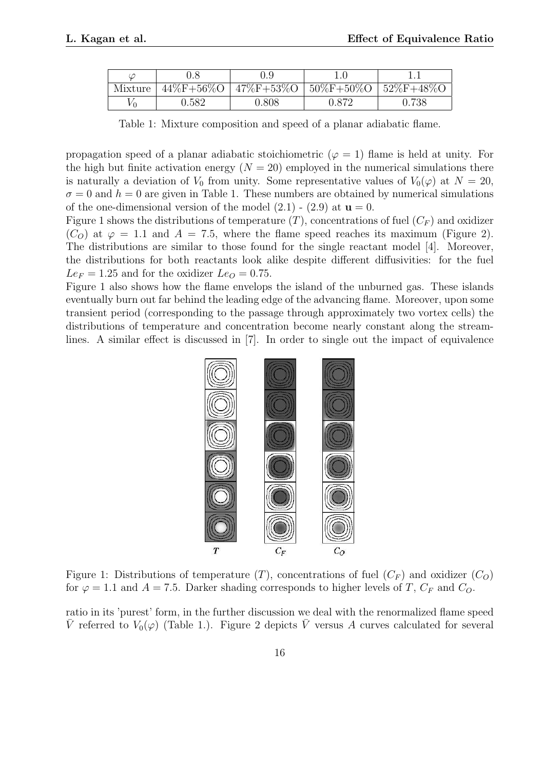| $\varphi$ | 0.8 | 0.9 | 1.0 | 1.1 |
|---|---|---|---|---|
| Mixture | 44%F+56%O | 47%F+53%O | 50%F+50%O | 52%F+48%O |
| $V_0$ | 0.582 | 0.808 | 0.872 | 0.738 |

Table 1: Mixture composition and speed of a planar adiabatic flame.

propagation speed of a planar adiabatic stoichiometric ($\varphi = 1$) flame is held at unity. For the high but finite activation energy ($N = 20$) employed in the numerical simulations there is naturally a deviation of $V_0$ from unity. Some representative values of $V_0(\varphi)$ at $N = 20$, $\sigma = 0$ and $h = 0$ are given in Table 1. These numbers are obtained by numerical simulations of the one-dimensional version of the model (2.1) - (2.9) at $\mathbf{u} = 0$.

Figure 1 shows the distributions of temperature ($T$), concentrations of fuel ($C_F$) and oxidizer ($C_O$) at $\varphi = 1.1$ and $A = 7.5$, where the flame speed reaches its maximum (Figure 2). The distributions are similar to those found for the single reactant model [4]. Moreover, the distributions for both reactants look alike despite different diffusivities: for the fuel $Le_F = 1.25$ and for the oxidizer $Le_O = 0.75$.

Figure 1 also shows how the flame envelops the island of the unburned gas. These islands eventually burn out far behind the leading edge of the advancing flame. Moreover, upon some transient period (corresponding to the passage through approximately two vortex cells) the distributions of temperature and concentration become nearly constant along the streamlines. A similar effect is discussed in [7]. In order to single out the impact of equivalence

Figure 1: Distributions of temperature ($T$), concentrations of fuel ($C_F$) and oxidizer ($C_O$) for $\varphi = 1.1$ and $A = 7.5$. Darker shading corresponds to higher levels of $T$, $C_F$ and $C_O$.

ratio in its 'purest' form, in the further discussion we deal with the renormalized flame speed $\bar{V}$ referred to $V_0(\varphi)$ (Table 1.). Figure 2 depicts $\bar{V}$ versus $A$ curves calculated for several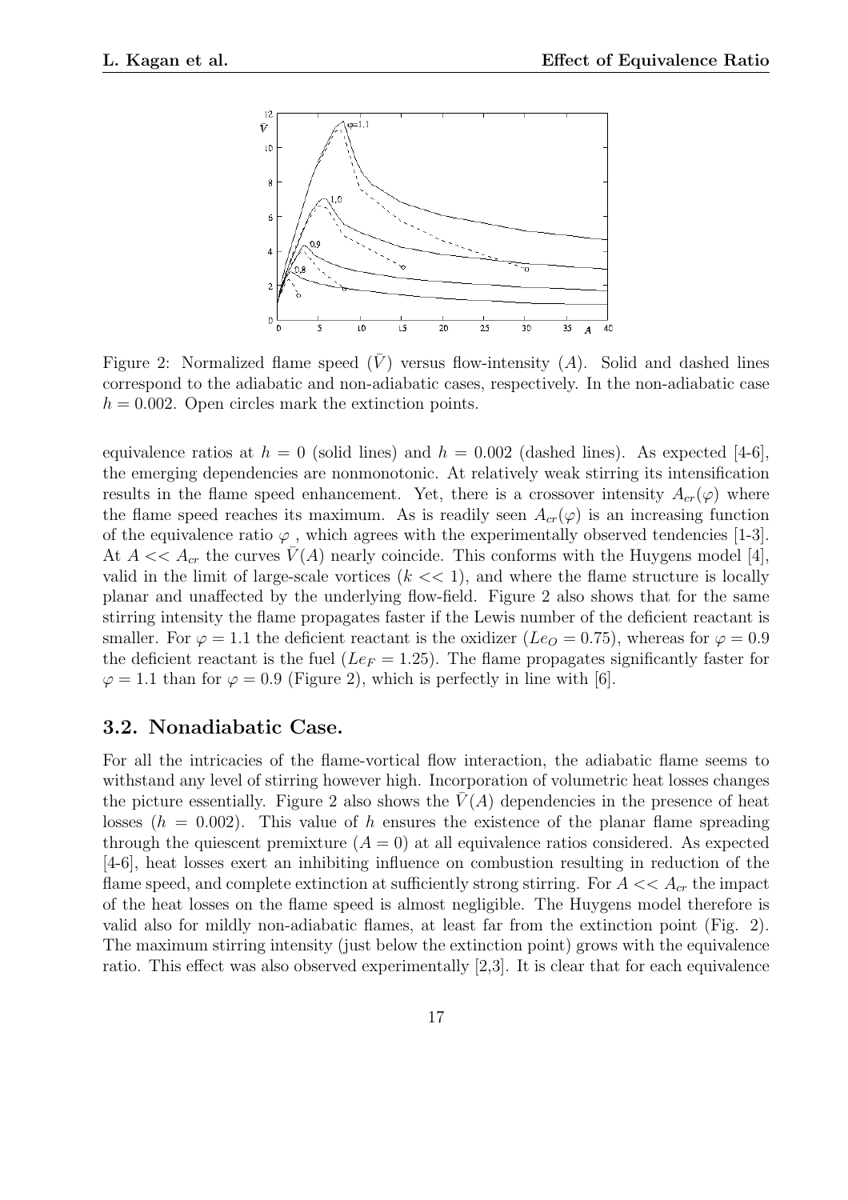Figure 2: Normalized flame speed ($\bar{V}$) versus flow-intensity ($A$). Solid and dashed lines correspond to the adiabatic and non-adiabatic cases, respectively. In the non-adiabatic case $h = 0.002$. Open circles mark the extinction points.

equivalence ratios at $h = 0$ (solid lines) and $h = 0.002$ (dashed lines). As expected [4-6], the emerging dependencies are nonmonotonic. At relatively weak stirring its intensification results in the flame speed enhancement. Yet, there is a crossover intensity $A_{cr}(\varphi)$ where the flame speed reaches its maximum. As is readily seen $A_{cr}(\varphi)$ is an increasing function of the equivalence ratio $\varphi$ , which agrees with the experimentally observed tendencies [1-3]. At $A << A_{cr}$ the curves $\bar{V}(A)$ nearly coincide. This conforms with the Huygens model [4], valid in the limit of large-scale vortices ($k << 1$), and where the flame structure is locally planar and unaffected by the underlying flow-field. Figure 2 also shows that for the same stirring intensity the flame propagates faster if the Lewis number of the deficient reactant is smaller. For $\varphi = 1.1$ the deficient reactant is the oxidizer ($Le_O = 0.75$), whereas for $\varphi = 0.9$ the deficient reactant is the fuel ($Le_F = 1.25$). The flame propagates significantly faster for $\varphi = 1.1$ than for $\varphi = 0.9$ (Figure 2), which is perfectly in line with [6].

### 3.2. Nonadiabatic Case.

For all the intricacies of the flame-vortical flow interaction, the adiabatic flame seems to withstand any level of stirring however high. Incorporation of volumetric heat losses changes the picture essentially. Figure 2 also shows the $\bar{V}(A)$ dependencies in the presence of heat losses ($h = 0.002$). This value of $h$ ensures the existence of the planar flame spreading through the quiescent premixture ($A = 0$) at all equivalence ratios considered. As expected [4-6], heat losses exert an inhibiting influence on combustion resulting in reduction of the flame speed, and complete extinction at sufficiently strong stirring. For $A << A_{cr}$ the impact of the heat losses on the flame speed is almost negligible. The Huygens model therefore is valid also for mildly non-adiabatic flames, at least far from the extinction point (Fig. 2). The maximum stirring intensity (just below the extinction point) grows with the equivalence ratio. This effect was also observed experimentally [2,3]. It is clear that for each equivalence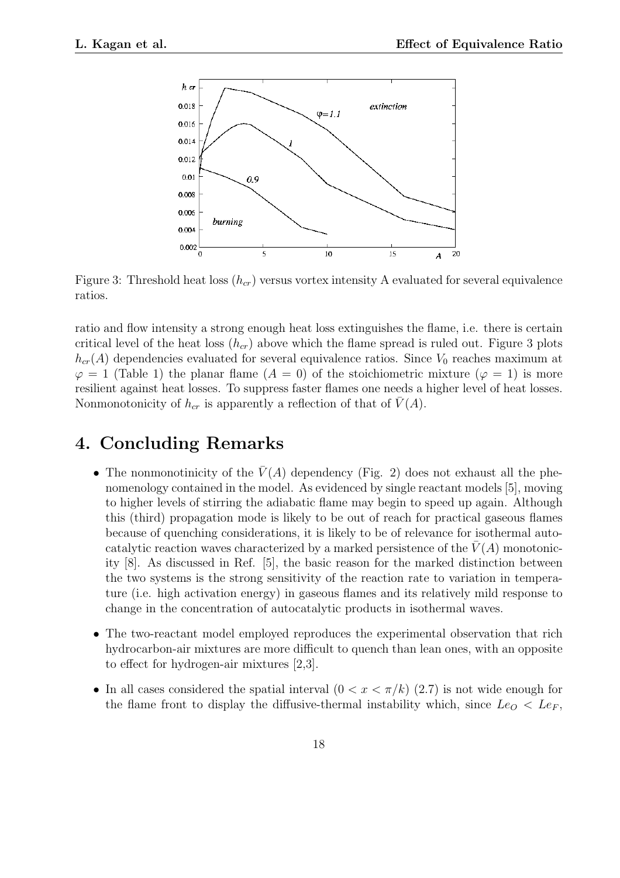Figure 3: Threshold heat loss ($h_{cr}$) versus vortex intensity A evaluated for several equivalence ratios.

ratio and flow intensity a strong enough heat loss extinguishes the flame, i.e. there is certain critical level of the heat loss ($h_{cr}$) above which the flame spread is ruled out. Figure 3 plots $h_{cr}(A)$ dependencies evaluated for several equivalence ratios. Since $V_0$ reaches maximum at $\varphi = 1$ (Table 1) the planar flame ($A = 0$) of the stoichiometric mixture ($\varphi = 1$) is more resilient against heat losses. To suppress faster flames one needs a higher level of heat losses. Nonmonotonicity of $h_{cr}$ is apparently a reflection of that of $\bar{V}(A)$.

## 4. Concluding Remarks

- The nonmonotinicity of the $\bar{V}(A)$ dependency (Fig. 2) does not exhaust all the phenomenology contained in the model. As evidenced by single reactant models [5], moving to higher levels of stirring the adiabatic flame may begin to speed up again. Although this (third) propagation mode is likely to be out of reach for practical gaseous flames because of quenching considerations, it is likely to be of relevance for isothermal autocatalytic reaction waves characterized by a marked persistence of the $\bar{V}(A)$ monotonicity [8]. As discussed in Ref. [5], the basic reason for the marked distinction between the two systems is the strong sensitivity of the reaction rate to variation in temperature (i.e. high activation energy) in gaseous flames and its relatively mild response to change in the concentration of autocatalytic products in isothermal waves.
- The two-reactant model employed reproduces the experimental observation that rich hydrocarbon-air mixtures are more difficult to quench than lean ones, with an opposite to effect for hydrogen-air mixtures [2,3].
- In all cases considered the spatial interval ($0 < x < \pi/k$) (2.7) is not wide enough for the flame front to display the diffusive-thermal instability which, since $Le_O < Le_F$,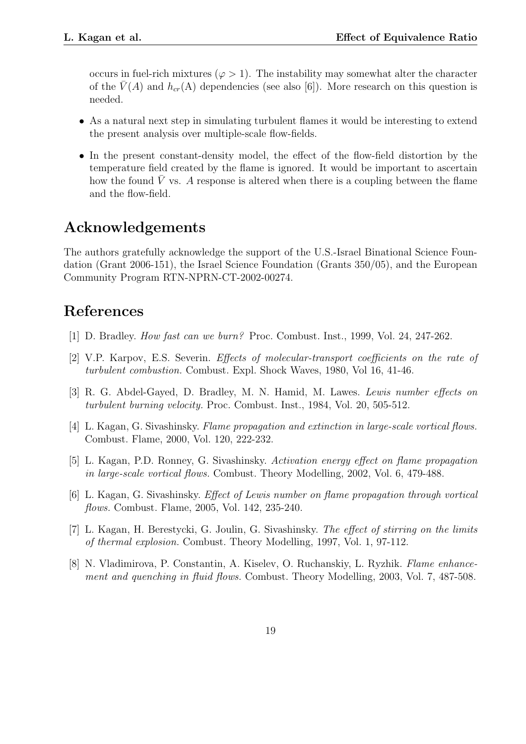occurs in fuel-rich mixtures ($\varphi > 1$). The instability may somewhat alter the character of the $\bar{V}(A)$ and $h_{cr}$(A) dependencies (see also [6]). More research on this question is needed.

- As a natural next step in simulating turbulent flames it would be interesting to extend the present analysis over multiple-scale flow-fields.
- In the present constant-density model, the effect of the flow-field distortion by the temperature field created by the flame is ignored. It would be important to ascertain how the found $\bar{V}$ vs. $A$ response is altered when there is a coupling between the flame and the flow-field.

# Acknowledgements

The authors gratefully acknowledge the support of the U.S.-Israel Binational Science Foundation (Grant 2006-151), the Israel Science Foundation (Grants 350/05), and the European Community Program RTN-NPRN-CT-2002-00274.

# References

[1] D. Bradley. *How fast can we burn?* Proc. Combust. Inst., 1999, Vol. 24, 247-262.

[2] V.P. Karpov, E.S. Severin. *Effects of molecular-transport coefficients on the rate of turbulent combustion.* Combust. Expl. Shock Waves, 1980, Vol 16, 41-46.

[3] R. G. Abdel-Gayed, D. Bradley, M. N. Hamid, M. Lawes. *Lewis number effects on turbulent burning velocity.* Proc. Combust. Inst., 1984, Vol. 20, 505-512.

[4] L. Kagan, G. Sivashinsky. *Flame propagation and extinction in large-scale vortical flows.* Combust. Flame, 2000, Vol. 120, 222-232.

[5] L. Kagan, P.D. Ronney, G. Sivashinsky. *Activation energy effect on flame propagation in large-scale vortical flows.* Combust. Theory Modelling, 2002, Vol. 6, 479-488.

[6] L. Kagan, G. Sivashinsky. *Effect of Lewis number on flame propagation through vortical flows.* Combust. Flame, 2005, Vol. 142, 235-240.

[7] L. Kagan, H. Berestycki, G. Joulin, G. Sivashinsky. *The effect of stirring on the limits of thermal explosion.* Combust. Theory Modelling, 1997, Vol. 1, 97-112.

[8] N. Vladimirova, P. Constantin, A. Kiselev, O. Ruchanskiy, L. Ryzhik. *Flame enhancement and quenching in fluid flows.* Combust. Theory Modelling, 2003, Vol. 7, 487-508.